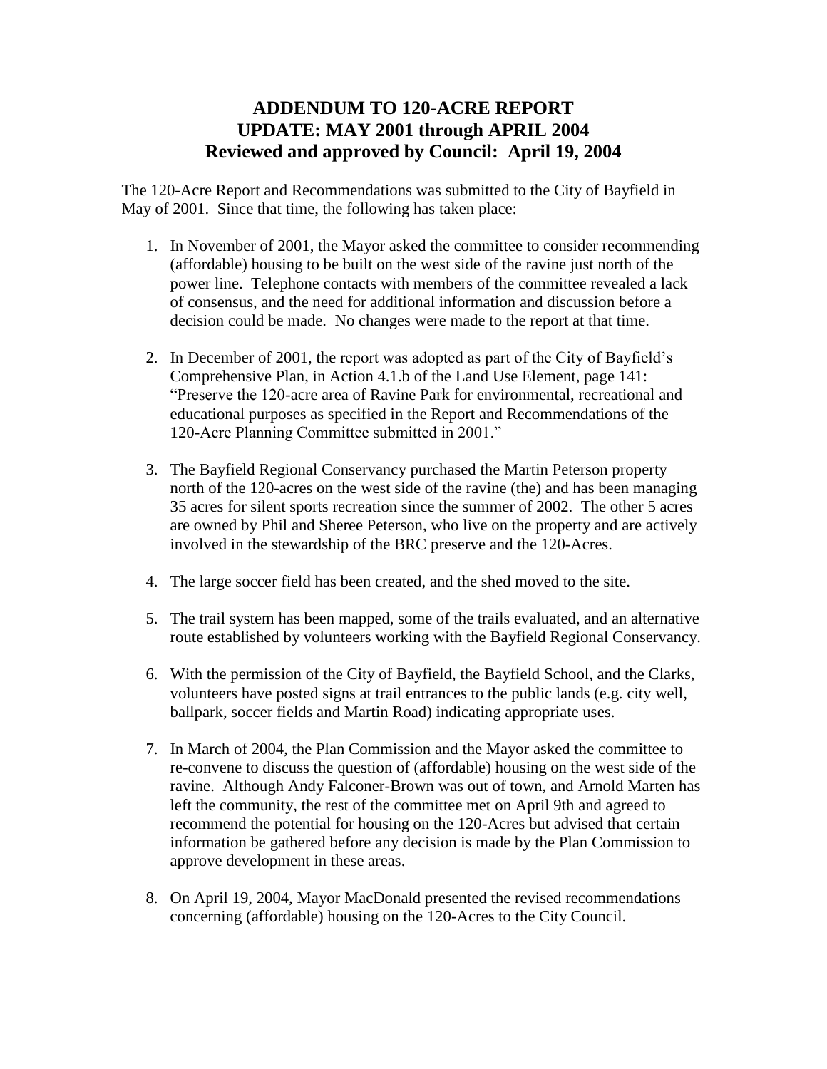# ADDENDUM TO 120-ACRE REPORT
# UPDATE: MAY 2001 through APRIL 2004
# Reviewed and approved by Council: April 19, 2004

The 120-Acre Report and Recommendations was submitted to the City of Bayfield in May of 2001. Since that time, the following has taken place:

1. In November of 2001, the Mayor asked the committee to consider recommending (affordable) housing to be built on the west side of the ravine just north of the power line. Telephone contacts with members of the committee revealed a lack of consensus, and the need for additional information and discussion before a decision could be made. No changes were made to the report at that time.

2. In December of 2001, the report was adopted as part of the City of Bayfield's Comprehensive Plan, in Action 4.1.b of the Land Use Element, page 141: "Preserve the 120-acre area of Ravine Park for environmental, recreational and educational purposes as specified in the Report and Recommendations of the 120-Acre Planning Committee submitted in 2001."

3. The Bayfield Regional Conservancy purchased the Martin Peterson property north of the 120-acres on the west side of the ravine (the) and has been managing 35 acres for silent sports recreation since the summer of 2002. The other 5 acres are owned by Phil and Sheree Peterson, who live on the property and are actively involved in the stewardship of the BRC preserve and the 120-Acres.

4. The large soccer field has been created, and the shed moved to the site.

5. The trail system has been mapped, some of the trails evaluated, and an alternative route established by volunteers working with the Bayfield Regional Conservancy.

6. With the permission of the City of Bayfield, the Bayfield School, and the Clarks, volunteers have posted signs at trail entrances to the public lands (e.g. city well, ballpark, soccer fields and Martin Road) indicating appropriate uses.

7. In March of 2004, the Plan Commission and the Mayor asked the committee to re-convene to discuss the question of (affordable) housing on the west side of the ravine. Although Andy Falconer-Brown was out of town, and Arnold Marten has left the community, the rest of the committee met on April 9th and agreed to recommend the potential for housing on the 120-Acres but advised that certain information be gathered before any decision is made by the Plan Commission to approve development in these areas.

8. On April 19, 2004, Mayor MacDonald presented the revised recommendations concerning (affordable) housing on the 120-Acres to the City Council.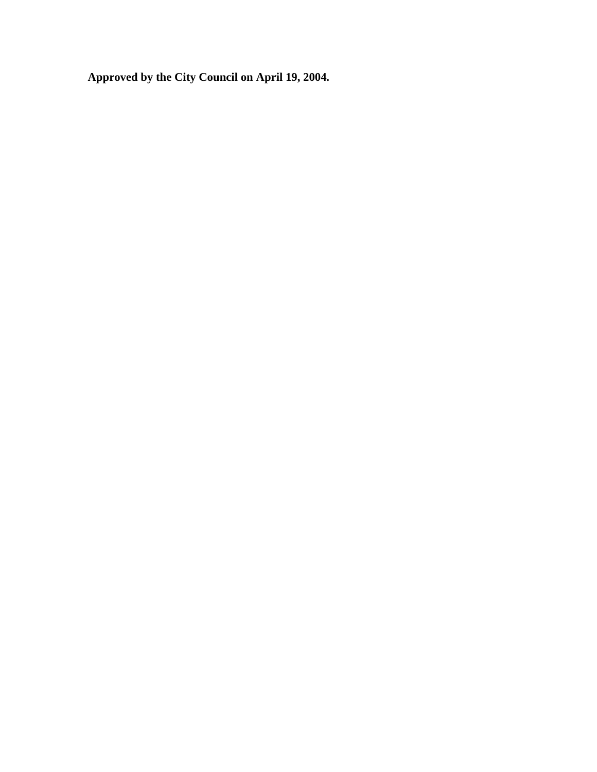**Approved by the City Council on April 19, 2004.**